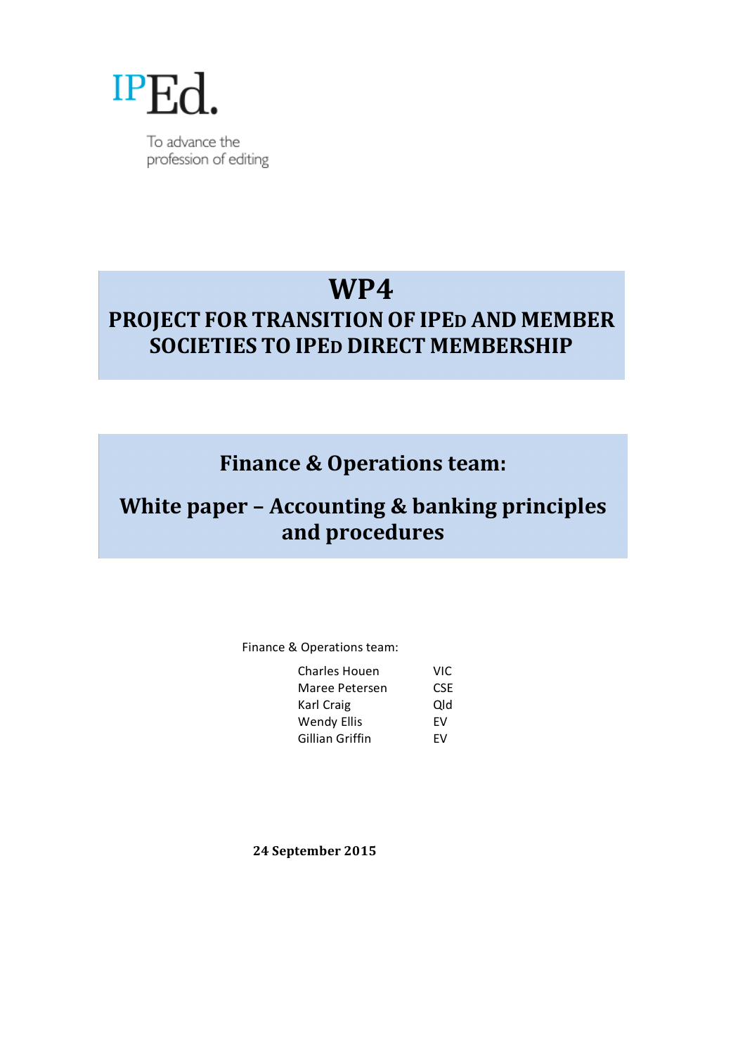IPEd.

To advance the profession of editing

# WP4

## PROJECT FOR TRANSITION OF IPED AND MEMBER SOCIETIES TO IPED DIRECT MEMBERSHIP

## Finance & Operations team:

## White paper – Accounting & banking principles and procedures

Finance & Operations team:

| | |
|---|---|
| Charles Houen | VIC |
| Maree Petersen | CSE |
| Karl Craig | Qld |
| Wendy Ellis | EV |
| Gillian Griffin | EV |

**24 September 2015**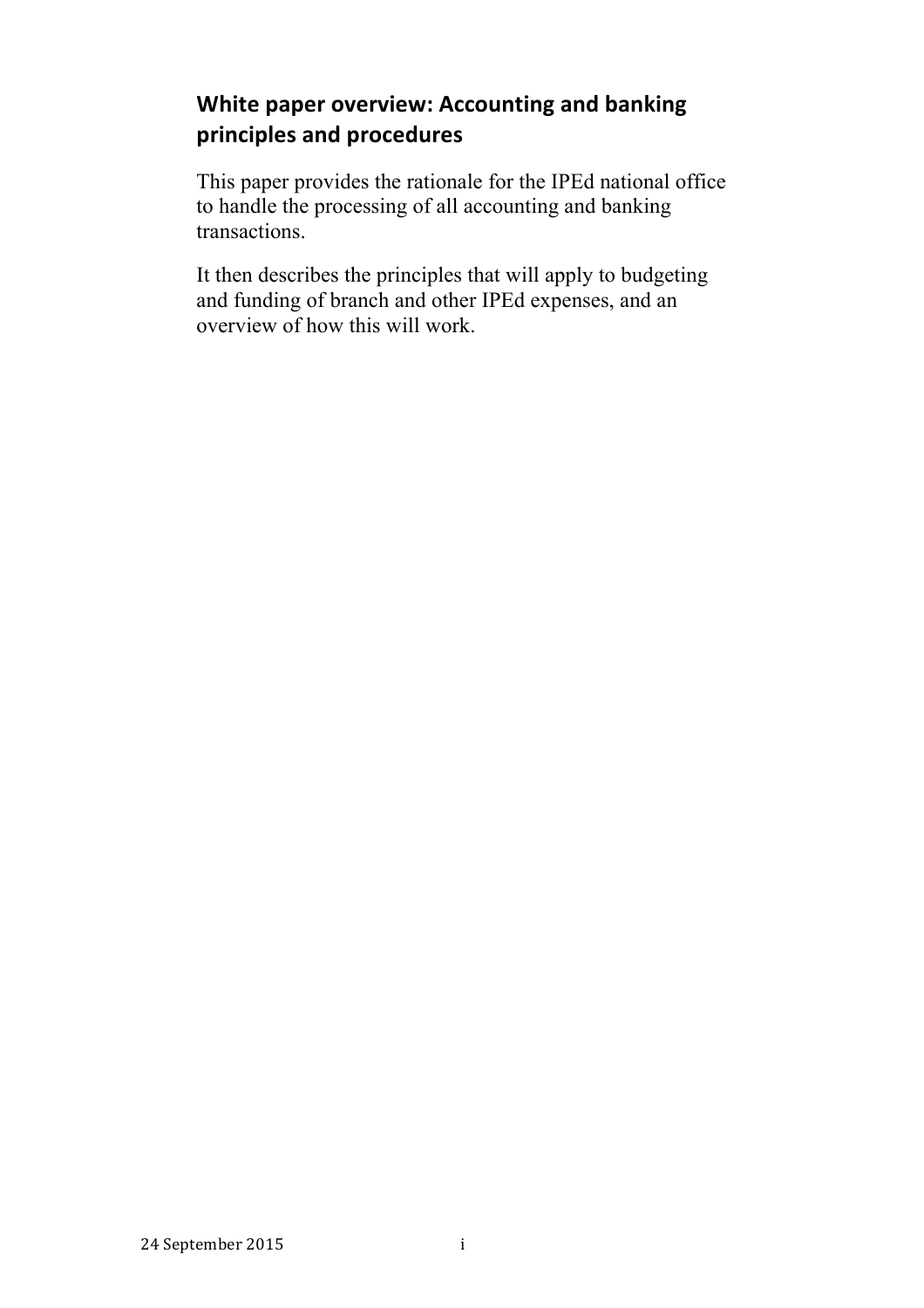## White paper overview: Accounting and banking principles and procedures

This paper provides the rationale for the IPEd national office to handle the processing of all accounting and banking transactions.

It then describes the principles that will apply to budgeting and funding of branch and other IPEd expenses, and an overview of how this will work.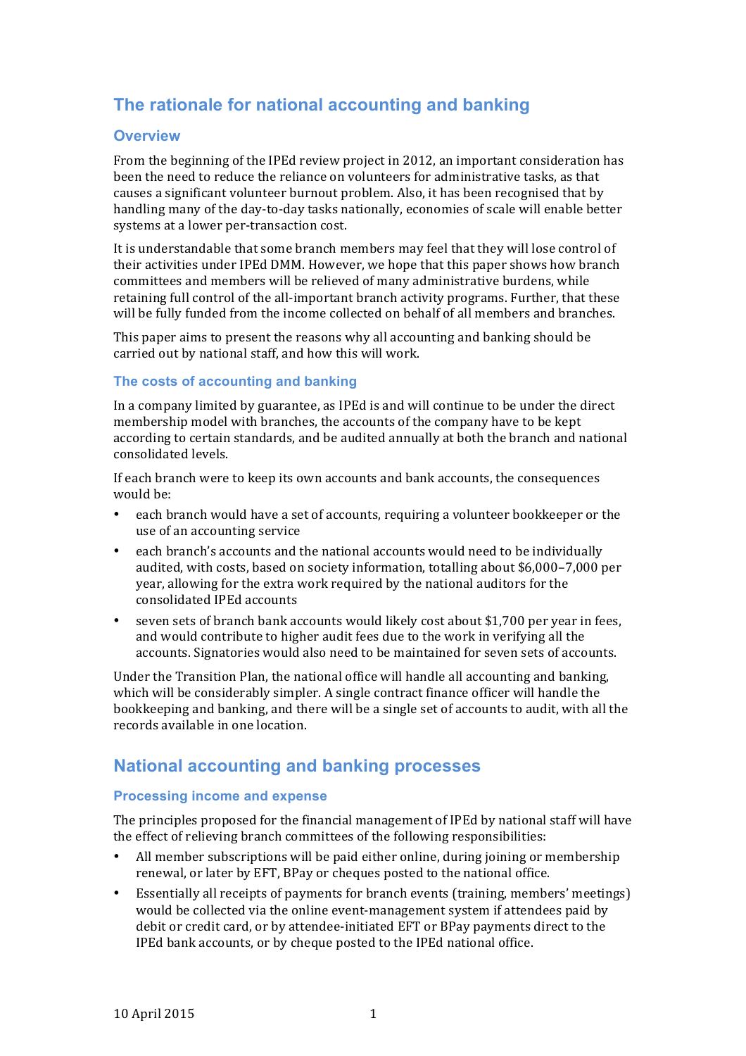## The rationale for national accounting and banking

### Overview

From the beginning of the IPEd review project in 2012, an important consideration has been the need to reduce the reliance on volunteers for administrative tasks, as that causes a significant volunteer burnout problem. Also, it has been recognised that by handling many of the day-to-day tasks nationally, economies of scale will enable better systems at a lower per-transaction cost.

It is understandable that some branch members may feel that they will lose control of their activities under IPEd DMM. However, we hope that this paper shows how branch committees and members will be relieved of many administrative burdens, while retaining full control of the all-important branch activity programs. Further, that these will be fully funded from the income collected on behalf of all members and branches.

This paper aims to present the reasons why all accounting and banking should be carried out by national staff, and how this will work.

#### The costs of accounting and banking

In a company limited by guarantee, as IPEd is and will continue to be under the direct membership model with branches, the accounts of the company have to be kept according to certain standards, and be audited annually at both the branch and national consolidated levels.

If each branch were to keep its own accounts and bank accounts, the consequences would be:

- each branch would have a set of accounts, requiring a volunteer bookkeeper or the use of an accounting service
- each branch's accounts and the national accounts would need to be individually audited, with costs, based on society information, totalling about $6,000–7,000 per year, allowing for the extra work required by the national auditors for the consolidated IPEd accounts
- seven sets of branch bank accounts would likely cost about $1,700 per year in fees, and would contribute to higher audit fees due to the work in verifying all the accounts. Signatories would also need to be maintained for seven sets of accounts.

Under the Transition Plan, the national office will handle all accounting and banking, which will be considerably simpler. A single contract finance officer will handle the bookkeeping and banking, and there will be a single set of accounts to audit, with all the records available in one location.

## National accounting and banking processes

#### Processing income and expense

The principles proposed for the financial management of IPEd by national staff will have the effect of relieving branch committees of the following responsibilities:

- All member subscriptions will be paid either online, during joining or membership renewal, or later by EFT, BPay or cheques posted to the national office.
- Essentially all receipts of payments for branch events (training, members' meetings) would be collected via the online event-management system if attendees paid by debit or credit card, or by attendee-initiated EFT or BPay payments direct to the IPEd bank accounts, or by cheque posted to the IPEd national office.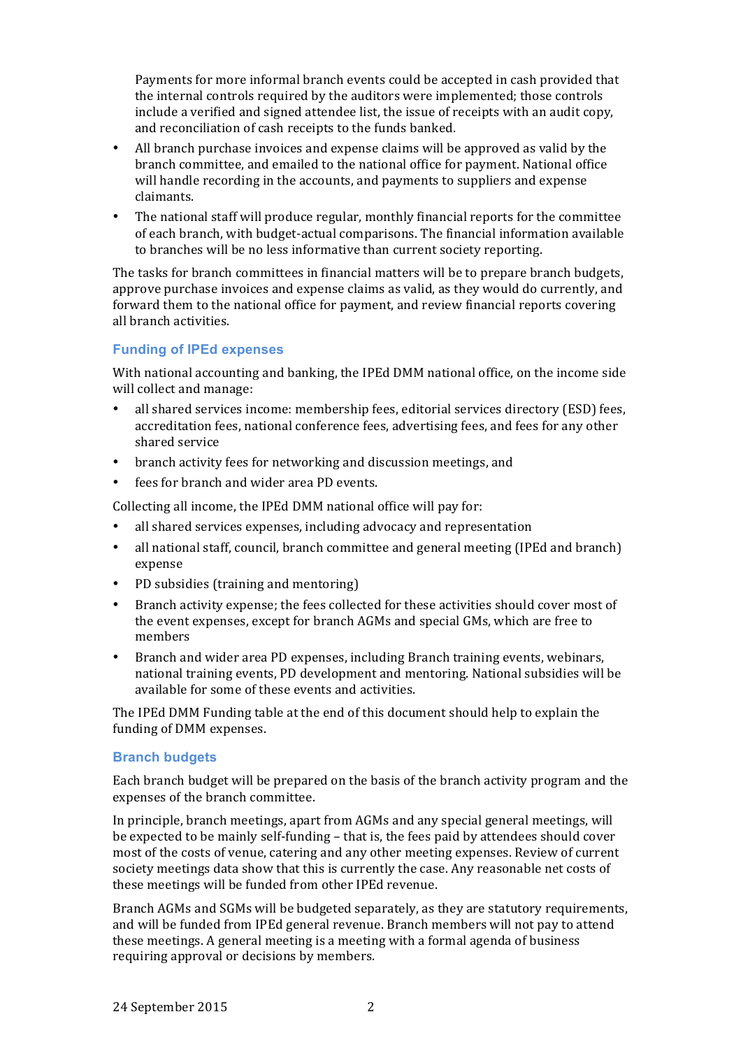Payments for more informal branch events could be accepted in cash provided that the internal controls required by the auditors were implemented; those controls include a verified and signed attendee list, the issue of receipts with an audit copy, and reconciliation of cash receipts to the funds banked.

- All branch purchase invoices and expense claims will be approved as valid by the branch committee, and emailed to the national office for payment. National office will handle recording in the accounts, and payments to suppliers and expense claimants.
- The national staff will produce regular, monthly financial reports for the committee of each branch, with budget-actual comparisons. The financial information available to branches will be no less informative than current society reporting.

The tasks for branch committees in financial matters will be to prepare branch budgets, approve purchase invoices and expense claims as valid, as they would do currently, and forward them to the national office for payment, and review financial reports covering all branch activities.

### Funding of IPEd expenses

With national accounting and banking, the IPEd DMM national office, on the income side will collect and manage:

- all shared services income: membership fees, editorial services directory (ESD) fees, accreditation fees, national conference fees, advertising fees, and fees for any other shared service
- branch activity fees for networking and discussion meetings, and
- fees for branch and wider area PD events.

Collecting all income, the IPEd DMM national office will pay for:

- all shared services expenses, including advocacy and representation
- all national staff, council, branch committee and general meeting (IPEd and branch) expense
- PD subsidies (training and mentoring)
- Branch activity expense; the fees collected for these activities should cover most of the event expenses, except for branch AGMs and special GMs, which are free to members
- Branch and wider area PD expenses, including Branch training events, webinars, national training events, PD development and mentoring. National subsidies will be available for some of these events and activities.

The IPEd DMM Funding table at the end of this document should help to explain the funding of DMM expenses.

### Branch budgets

Each branch budget will be prepared on the basis of the branch activity program and the expenses of the branch committee.

In principle, branch meetings, apart from AGMs and any special general meetings, will be expected to be mainly self-funding – that is, the fees paid by attendees should cover most of the costs of venue, catering and any other meeting expenses. Review of current society meetings data show that this is currently the case. Any reasonable net costs of these meetings will be funded from other IPEd revenue.

Branch AGMs and SGMs will be budgeted separately, as they are statutory requirements, and will be funded from IPEd general revenue. Branch members will not pay to attend these meetings. A general meeting is a meeting with a formal agenda of business requiring approval or decisions by members.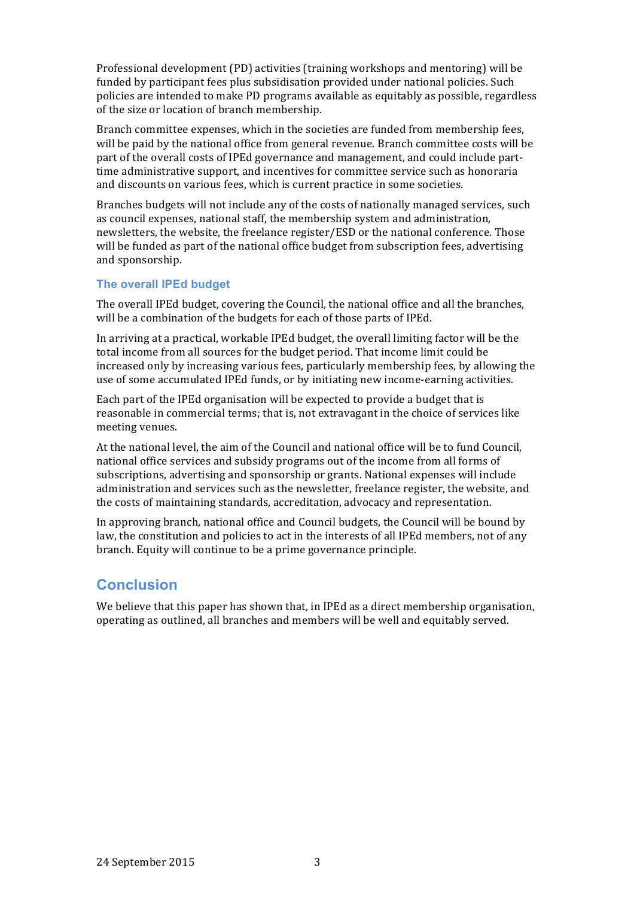Professional development (PD) activities (training workshops and mentoring) will be funded by participant fees plus subsidisation provided under national policies. Such policies are intended to make PD programs available as equitably as possible, regardless of the size or location of branch membership.

Branch committee expenses, which in the societies are funded from membership fees, will be paid by the national office from general revenue. Branch committee costs will be part of the overall costs of IPEd governance and management, and could include part-time administrative support, and incentives for committee service such as honoraria and discounts on various fees, which is current practice in some societies.

Branches budgets will not include any of the costs of nationally managed services, such as council expenses, national staff, the membership system and administration, newsletters, the website, the freelance register/ESD or the national conference. Those will be funded as part of the national office budget from subscription fees, advertising and sponsorship.

### The overall IPEd budget

The overall IPEd budget, covering the Council, the national office and all the branches, will be a combination of the budgets for each of those parts of IPEd.

In arriving at a practical, workable IPEd budget, the overall limiting factor will be the total income from all sources for the budget period. That income limit could be increased only by increasing various fees, particularly membership fees, by allowing the use of some accumulated IPEd funds, or by initiating new income-earning activities.

Each part of the IPEd organisation will be expected to provide a budget that is reasonable in commercial terms; that is, not extravagant in the choice of services like meeting venues.

At the national level, the aim of the Council and national office will be to fund Council, national office services and subsidy programs out of the income from all forms of subscriptions, advertising and sponsorship or grants. National expenses will include administration and services such as the newsletter, freelance register, the website, and the costs of maintaining standards, accreditation, advocacy and representation.

In approving branch, national office and Council budgets, the Council will be bound by law, the constitution and policies to act in the interests of all IPEd members, not of any branch. Equity will continue to be a prime governance principle.

## Conclusion

We believe that this paper has shown that, in IPEd as a direct membership organisation, operating as outlined, all branches and members will be well and equitably served.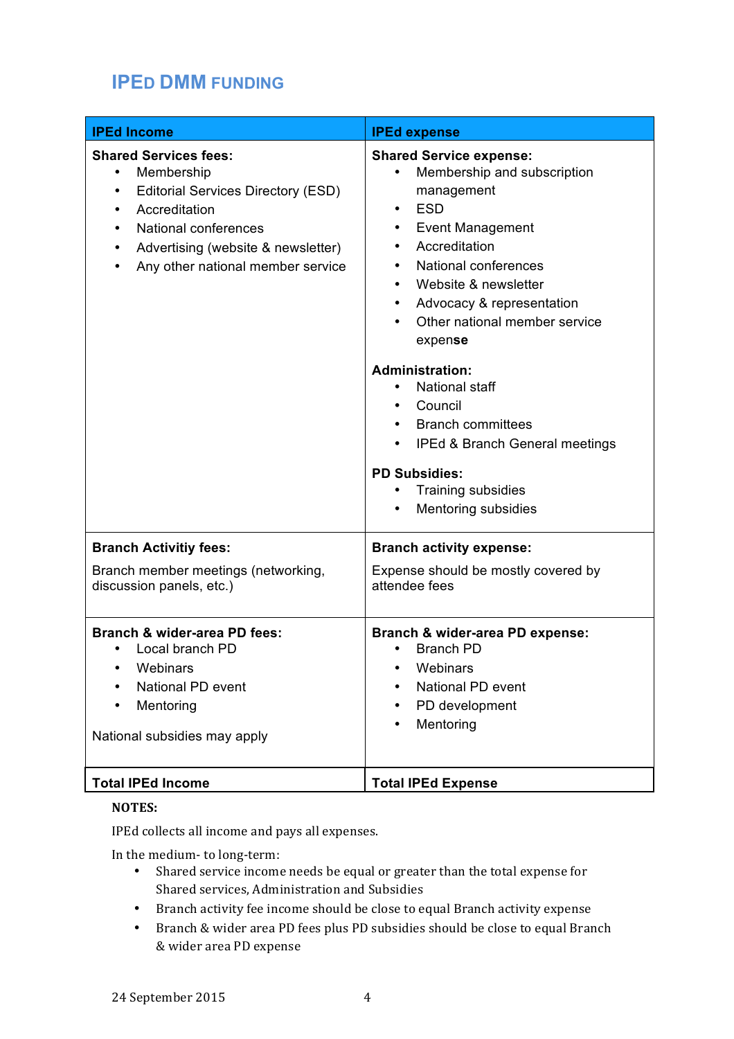## IPEd DMM FUNDING

| IPEd Income | IPEd expense |
|---|---|
| **Shared Services fees:**<br>• Membership<br>• Editorial Services Directory (ESD)<br>• Accreditation<br>• National conferences<br>• Advertising (website & newsletter)<br>• Any other national member service | **Shared Service expense:**<br>• Membership and subscription management<br>• ESD<br>• Event Management<br>• Accreditation<br>• National conferences<br>• Website & newsletter<br>• Advocacy & representation<br>• Other national member service expense<br><br>**Administration:**<br>• National staff<br>• Council<br>• Branch committees<br>• IPEd & Branch General meetings<br><br>**PD Subsidies:**<br>• Training subsidies<br>• Mentoring subsidies |
| **Branch Activitiy fees:**<br>Branch member meetings (networking, discussion panels, etc.) | **Branch activity expense:**<br>Expense should be mostly covered by attendee fees |
| **Branch & wider-area PD fees:**<br>• Local branch PD<br>• Webinars<br>• National PD event<br>• Mentoring<br><br>National subsidies may apply | **Branch & wider-area PD expense:**<br>• Branch PD<br>• Webinars<br>• National PD event<br>• PD development<br>• Mentoring |
| **Total IPEd Income** | **Total IPEd Expense** |

**NOTES:**

IPEd collects all income and pays all expenses.

In the medium- to long-term:

- Shared service income needs be equal or greater than the total expense for Shared services, Administration and Subsidies
- Branch activity fee income should be close to equal Branch activity expense
- Branch & wider area PD fees plus PD subsidies should be close to equal Branch & wider area PD expense

24 September 2015